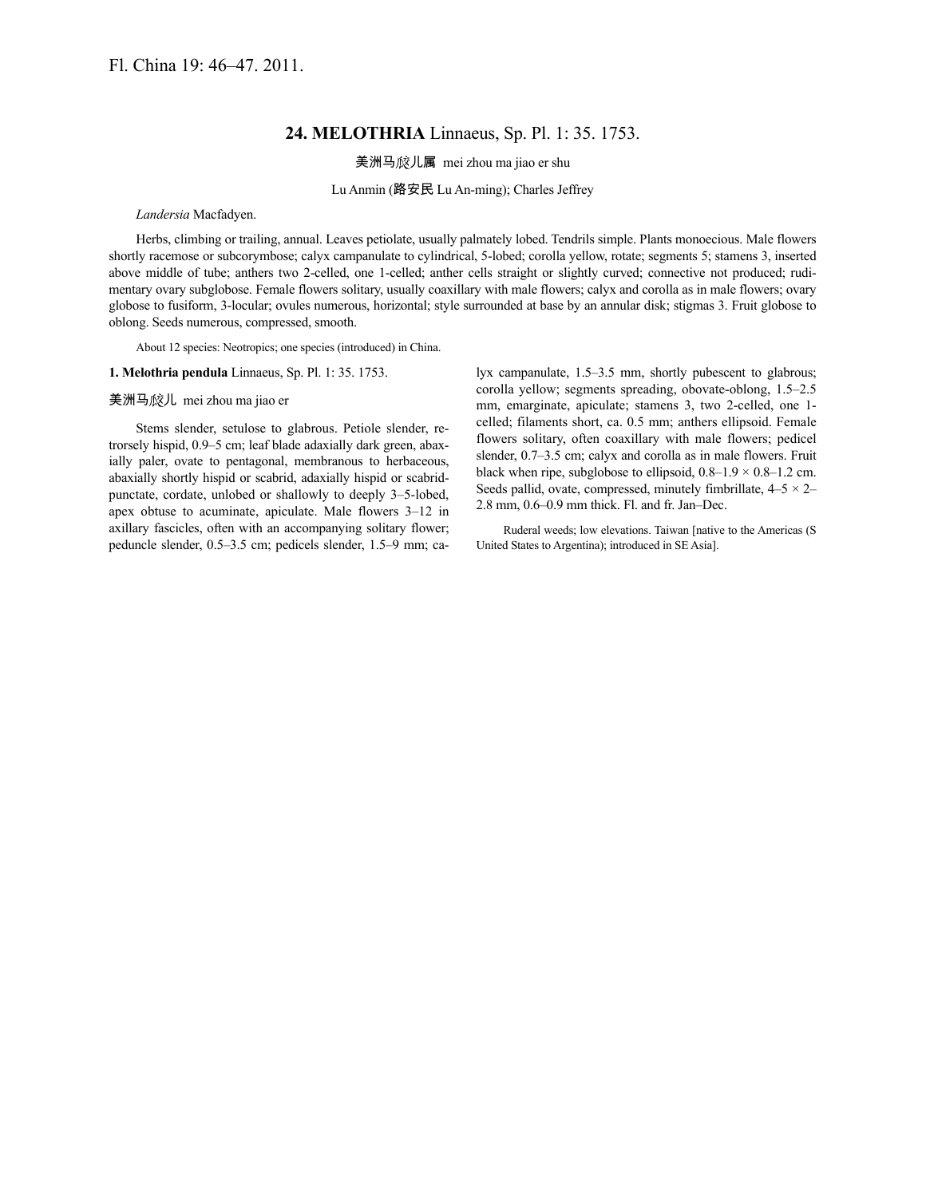Fl. China 19: 46–47. 2011.

# 24. MELOTHRIA Linnaeus, Sp. Pl. 1: 35. 1753.

美洲马㼎儿属 mei zhou ma jiao er shu

Lu Anmin (路安民 Lu An-ming); Charles Jeffrey

*Landersia* Macfadyen.

Herbs, climbing or trailing, annual. Leaves petiolate, usually palmately lobed. Tendrils simple. Plants monoecious. Male flowers shortly racemose or subcorymbose; calyx campanulate to cylindrical, 5-lobed; corolla yellow, rotate; segments 5; stamens 3, inserted above middle of tube; anthers two 2-celled, one 1-celled; anther cells straight or slightly curved; connective not produced; rudimentary ovary subglobose. Female flowers solitary, usually coaxillary with male flowers; calyx and corolla as in male flowers; ovary globose to fusiform, 3-locular; ovules numerous, horizontal; style surrounded at base by an annular disk; stigmas 3. Fruit globose to oblong. Seeds numerous, compressed, smooth.

About 12 species: Neotropics; one species (introduced) in China.

**1. Melothria pendula** Linnaeus, Sp. Pl. 1: 35. 1753.

美洲马㼎儿 mei zhou ma jiao er

Stems slender, setulose to glabrous. Petiole slender, retrorsely hispid, 0.9–5 cm; leaf blade adaxially dark green, abaxially paler, ovate to pentagonal, membranous to herbaceous, abaxially shortly hispid or scabrid, adaxially hispid or scabrid-punctate, cordate, unlobed or shallowly to deeply 3–5-lobed, apex obtuse to acuminate, apiculate. Male flowers 3–12 in axillary fascicles, often with an accompanying solitary flower; peduncle slender, 0.5–3.5 cm; pedicels slender, 1.5–9 mm; calyx campanulate, 1.5–3.5 mm, shortly pubescent to glabrous; corolla yellow; segments spreading, obovate-oblong, 1.5–2.5 mm, emarginate, apiculate; stamens 3, two 2-celled, one 1-celled; filaments short, ca. 0.5 mm; anthers ellipsoid. Female flowers solitary, often coaxillary with male flowers; pedicel slender, 0.7–3.5 cm; calyx and corolla as in male flowers. Fruit black when ripe, subglobose to ellipsoid, 0.8–1.9 × 0.8–1.2 cm. Seeds pallid, ovate, compressed, minutely fimbrillate, 4–5 × 2–2.8 mm, 0.6–0.9 mm thick. Fl. and fr. Jan–Dec.

Ruderal weeds; low elevations. Taiwan [native to the Americas (S United States to Argentina); introduced in SE Asia].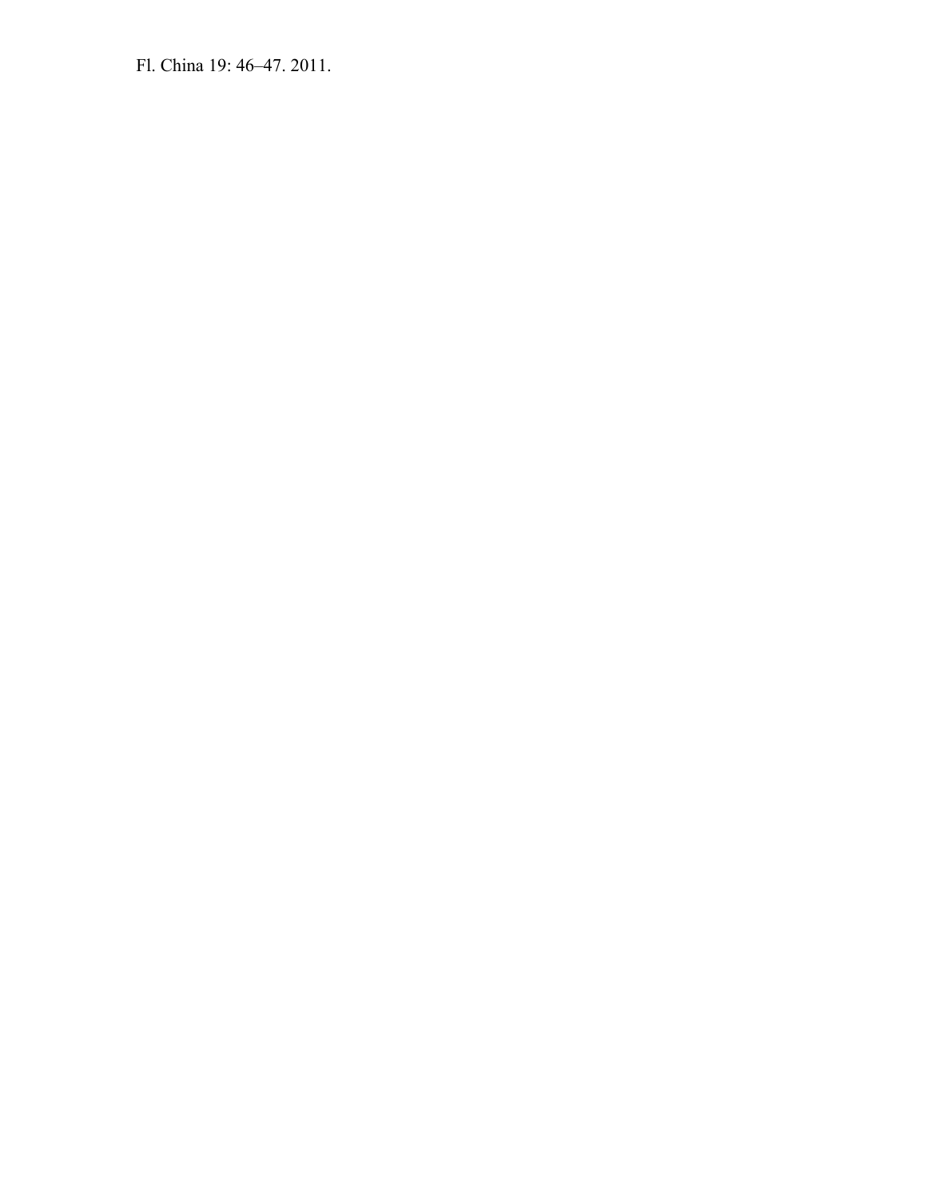Fl. China 19: 46–47. 2011.